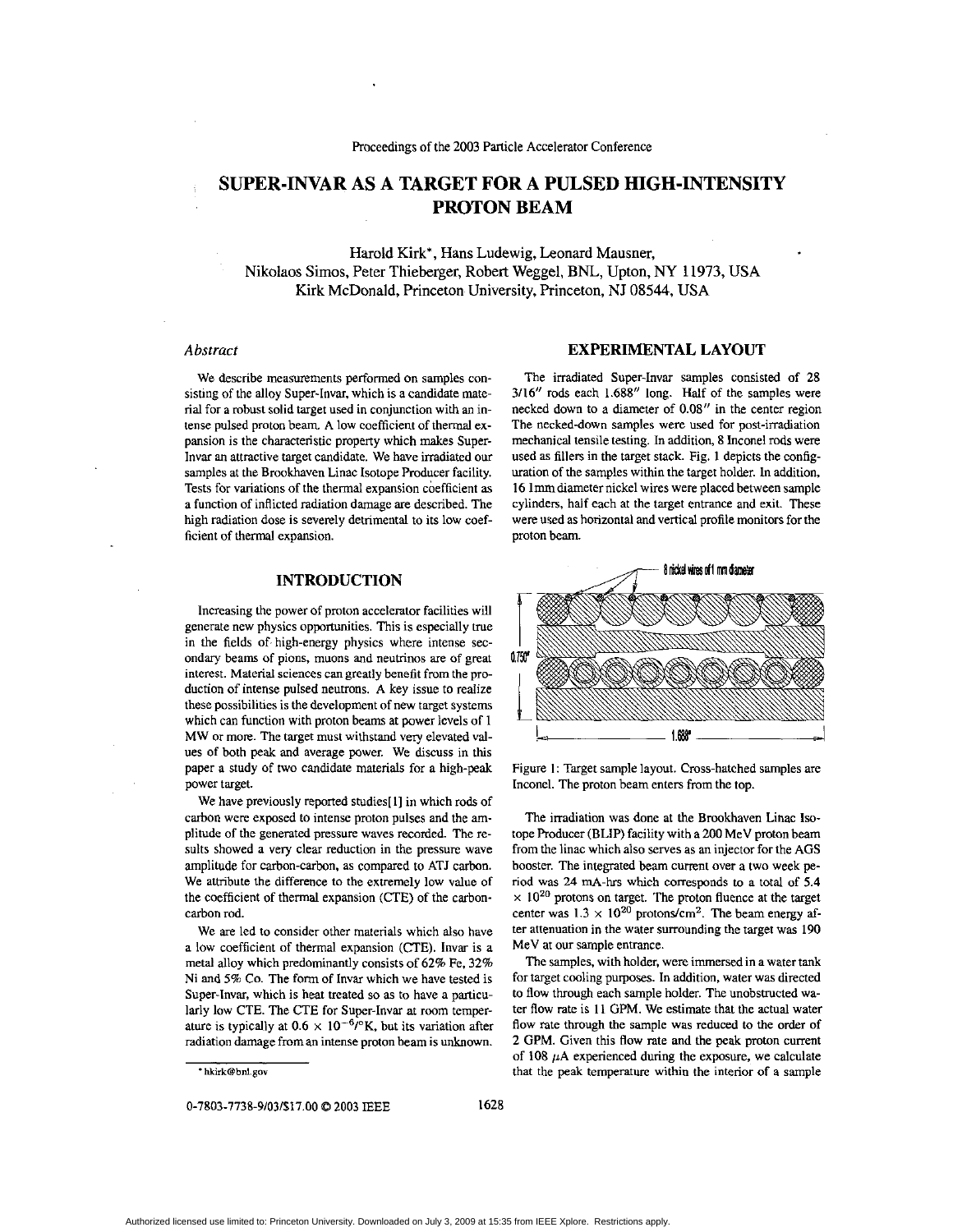Proceedings of the 2003 Particle Accelerator Conference

# SUPER-INVAR AS A TARGET FOR A PULSED HIGH-INTENSITY PROTON BEAM

Harold Kirk*, Hans Ludewig, Leonard Mausner, Nikolaos Simos, Peter Thieberger, Robert Weggel, BNL, Upton, NY 11973, USA
Kirk McDonald, Princeton University, Princeton, NJ 08544, USA

### *Abstract*

We describe measurements performed on samples consisting of the alloy Super-Invar, which is a candidate material for a robust solid target used in conjunction with an intense pulsed proton beam. A low coefficient of thermal expansion is the characteristic property which makes Super-Invar an attractive target candidate. We have irradiated our samples at the Brookhaven Linac Isotope Producer facility. Tests for variations of the thermal expansion coefficient as a function of inflicted radiation damage are described. The high radiation dose is severely detrimental to its low coefficient of thermal expansion.

## INTRODUCTION

Increasing the power of proton accelerator facilities will generate new physics opportunities. This is especially true in the fields of high-energy physics where intense secondary beams of pions, muons and neutrinos are of great interest. Material sciences can greatly benefit from the production of intense pulsed neutrons. A key issue to realize these possibilities is the development of new target systems which can function with proton beams at power levels of 1 MW or more. The target must withstand very elevated values of both peak and average power. We discuss in this paper a study of two candidate materials for a high-peak power target.

We have previously reported studies[1] in which rods of carbon were exposed to intense proton pulses and the amplitude of the generated pressure waves recorded. The results showed a very clear reduction in the pressure wave amplitude for carbon-carbon, as compared to ATJ carbon. We attribute the difference to the extremely low value of the coefficient of thermal expansion (CTE) of the carbon-carbon rod.

We are led to consider other materials which also have a low coefficient of thermal expansion (CTE). Invar is a metal alloy which predominantly consists of 62% Fe, 32% Ni and 5% Co. The form of Invar which we have tested is Super-Invar, which is heat treated so as to have a particularly low CTE. The CTE for Super-Invar at room temperature is typically at $0.6 \times 10^{-6}/^{\circ}K$, but its variation after radiation damage from an intense proton beam is unknown.

* hkirk@bnl.gov

## EXPERIMENTAL LAYOUT

The irradiated Super-Invar samples consisted of 28 3/16″ rods each 1.688″ long. Half of the samples were necked down to a diameter of 0.08″ in the center region The necked-down samples were used for post-irradiation mechanical tensile testing. In addition, 8 Inconel rods were used as fillers in the target stack. Fig. 1 depicts the configuration of the samples within the target holder. In addition, 16 1mm diameter nickel wires were placed between sample cylinders, half each at the target entrance and exit. These were used as horizontal and vertical profile monitors for the proton beam.

Figure 1: Target sample layout. Cross-hatched samples are Inconel. The proton beam enters from the top.

The irradiation was done at the Brookhaven Linac Isotope Producer (BLIP) facility with a 200 MeV proton beam from the linac which also serves as an injector for the AGS booster. The integrated beam current over a two week period was 24 mA-hrs which corresponds to a total of 5.4 $\times$ $10^{20}$ protons on target. The proton fluence at the target center was 1.3 $\times$ $10^{20}$ protons/cm$^2$. The beam energy after attenuation in the water surrounding the target was 190 MeV at our sample entrance.

The samples, with holder, were immersed in a water tank for target cooling purposes. In addition, water was directed to flow through each sample holder. The unobstructed water flow rate is 11 GPM. We estimate that the actual water flow rate through the sample was reduced to the order of 2 GPM. Given this flow rate and the peak proton current of 108 $\mu$A experienced during the exposure, we calculate that the peak temperature within the interior of a sample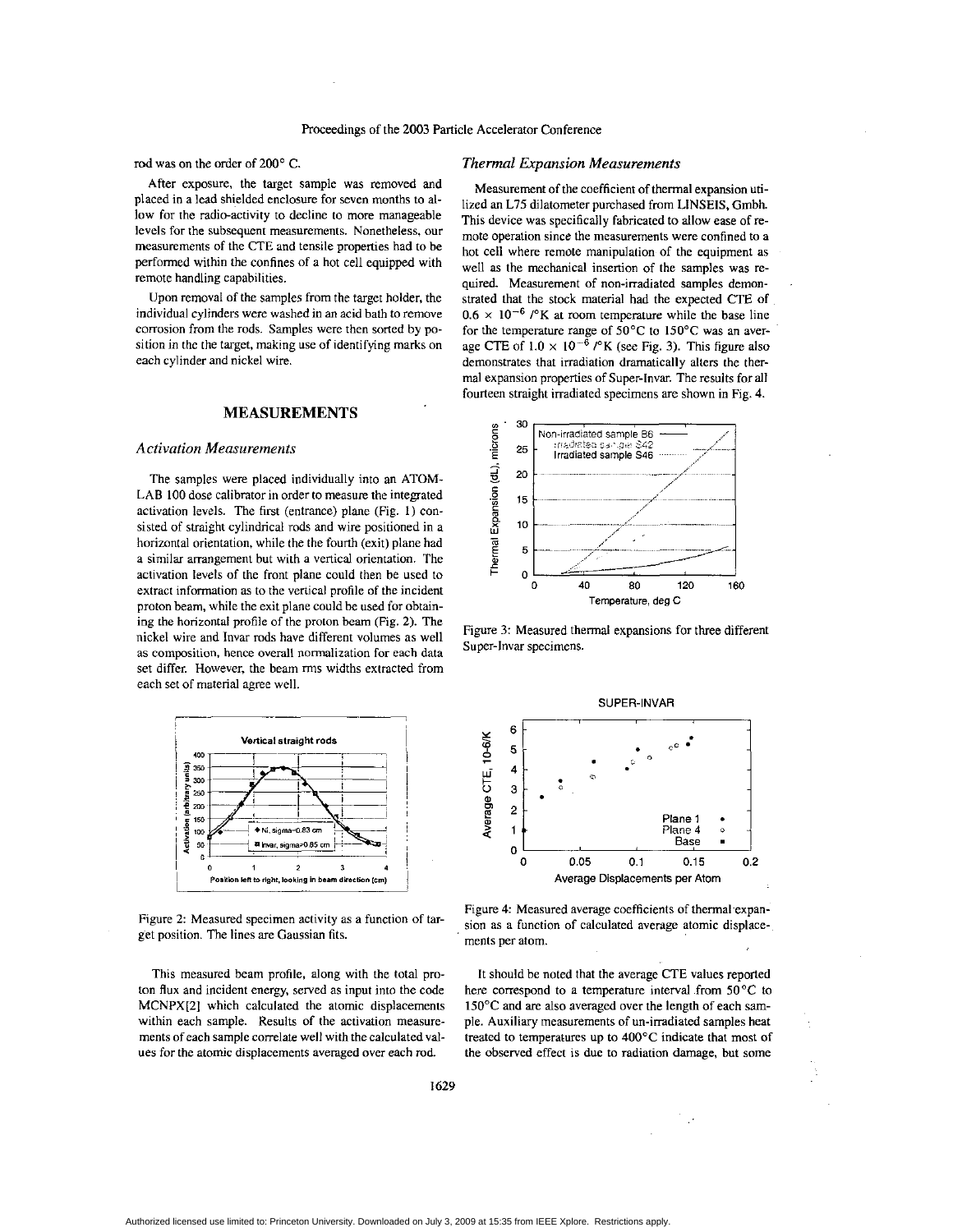rod was on the order of 200° C.

After exposure, the target sample was removed and placed in a lead shielded enclosure for seven months to allow for the radio-activity to decline to more manageable levels for the subsequent measurements. Nonetheless, our measurements of the CTE and tensile properties had to be performed within the confines of a hot cell equipped with remote handling capabilities.

Upon removal of the samples from the target holder, the individual cylinders were washed in an acid bath to remove corrosion from the rods. Samples were then sorted by position in the the target, making use of identifying marks on each cylinder and nickel wire.

## MEASUREMENTS

### *Activation Measurements*

The samples were placed individually into an ATOM-LAB 100 dose calibrator in order to measure the integrated activation levels. The first (entrance) plane (Fig. 1) consisted of straight cylindrical rods and wire positioned in a horizontal orientation, while the the fourth (exit) plane had a similar arrangement but with a vertical orientation. The activation levels of the front plane could then be used to extract information as to the vertical profile of the incident proton beam, while the exit plane could be used for obtaining the horizontal profile of the proton beam (Fig. 2). The nickel wire and Invar rods have different volumes as well as composition, hence overall normalization for each data set differ. However, the beam rms widths extracted from each set of material agree well.

Figure 2: Measured specimen activity as a function of target position. The lines are Gaussian fits.

This measured beam profile, along with the total proton flux and incident energy, served as input into the code MCNPX[2] which calculated the atomic displacements within each sample. Results of the activation measurements of each sample correlate well with the calculated values for the atomic displacements averaged over each rod.

### *Thermal Expansion Measurements*

Measurement of the coefficient of thermal expansion utilized an L75 dilatometer purchased from LINSEIS, Gmbh. This device was specifically fabricated to allow ease of remote operation since the measurements were confined to a hot cell where remote manipulation of the equipment as well as the mechanical insertion of the samples was required. Measurement of non-irradiated samples demonstrated that the stock material had the expected CTE of $0.6 \times 10^{-6}$ /°K at room temperature while the base line for the temperature range of 50°C to 150°C was an average CTE of $1.0 \times 10^{-6}$ /°K (see Fig. 3). This figure also demonstrates that irradiation dramatically alters the thermal expansion properties of Super-Invar. The results for all fourteen straight irradiated specimens are shown in Fig. 4.

Figure 3: Measured thermal expansions for three different Super-Invar specimens.

Figure 4: Measured average coefficients of thermal expansion as a function of calculated average atomic displacements per atom.

It should be noted that the average CTE values reported here correspond to a temperature interval from 50°C to 150°C and are also averaged over the length of each sample. Auxiliary measurements of un-irradiated samples heat treated to temperatures up to 400°C indicate that most of the observed effect is due to radiation damage, but some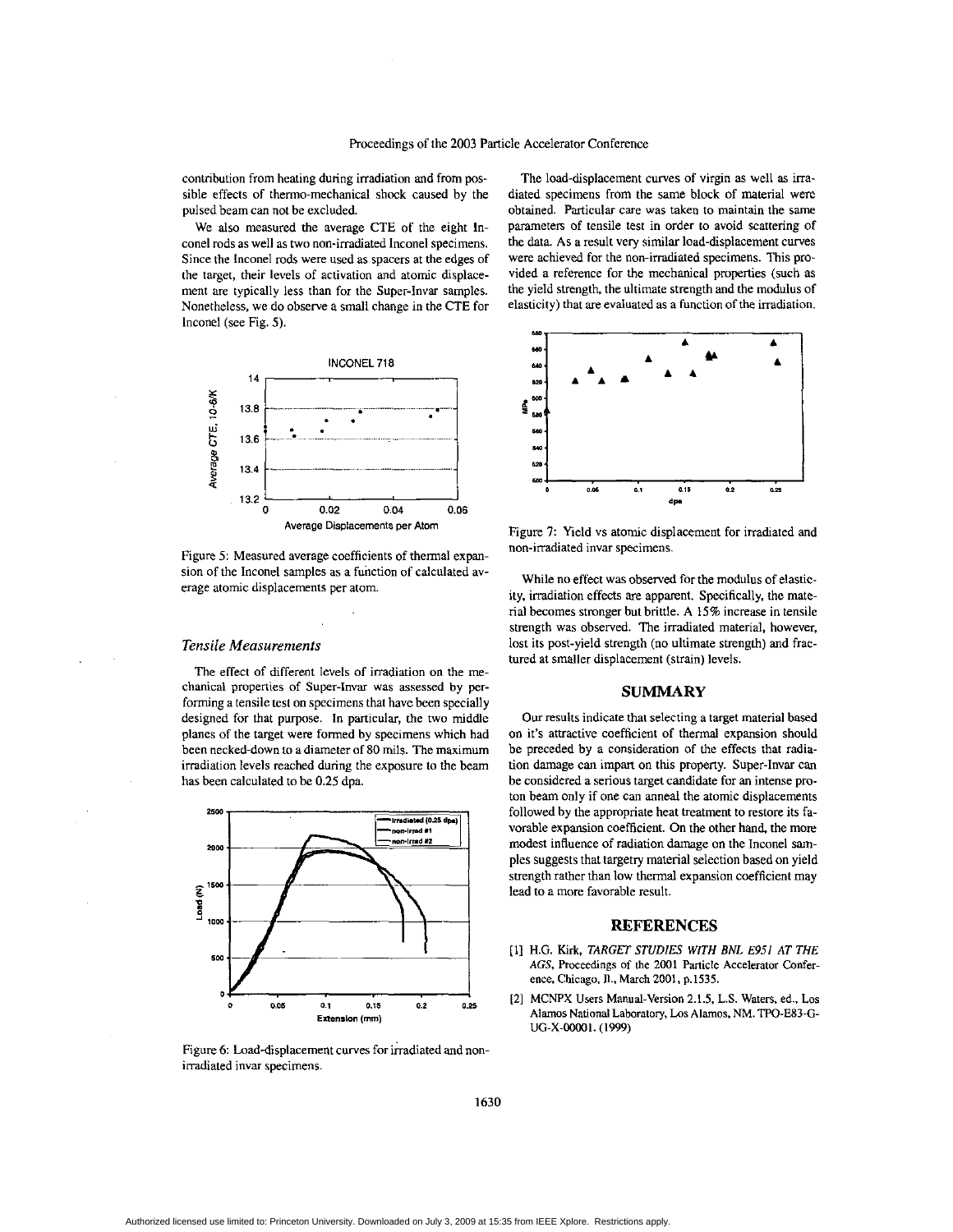contribution from heating during irradiation and from possible effects of thermo-mechanical shock caused by the pulsed beam can not be excluded.

We also measured the average CTE of the eight Inconel rods as well as two non-irradiated Inconel specimens. Since the Inconel rods were used as spacers at the edges of the target, their levels of activation and atomic displacement are typically less than for the Super-Invar samples. Nonetheless, we do observe a small change in the CTE for Inconel (see Fig. 5).

INCONEL 718

Average CTE, 10-6/K

14
13.8
13.6
13.4
13.2

0
0.02
0.04
0.06

Average Displacements per Atom

Figure 5: Measured average coefficients of thermal expansion of the Inconel samples as a function of calculated average atomic displacements per atom.

### *Tensile Measurements*

The effect of different levels of irradiation on the mechanical properties of Super-Invar was assessed by performing a tensile test on specimens that have been specially designed for that purpose. In particular, the two middle planes of the target were formed by specimens which had been necked-down to a diameter of 80 mils. The maximum irradiation levels reached during the exposure to the beam has been calculated to be 0.25 dpa.

Irradiated (0.25 dpa)
non-irrad #1
non-irrad #2

Load (N)

2500
2000
1500
1000
500
0

0
0.05
0.1
0.15
0.2
0.25

Extension (mm)

Figure 6: Load-displacement curves for irradiated and non-irradiated invar specimens.

The load-displacement curves of virgin as well as irradiated specimens from the same block of material were obtained. Particular care was taken to maintain the same parameters of tensile test in order to avoid scattering of the data. As a result very similar load-displacement curves were achieved for the non-irradiated specimens. This provided a reference for the mechanical properties (such as the yield strength, the ultimate strength and the modulus of elasticity) that are evaluated as a function of the irradiation.

MPa

660
640
620
600
580
560
540
520
500

0
0.05
0.1
0.15
0.2
0.25

dpa

Figure 7: Yield vs atomic displacement for irradiated and non-irradiated invar specimens.

While no effect was observed for the modulus of elasticity, irradiation effects are apparent. Specifically, the material becomes stronger but brittle. A 15% increase in tensile strength was observed. The irradiated material, however, lost its post-yield strength (no ultimate strength) and fractured at smaller displacement (strain) levels.

## SUMMARY

Our results indicate that selecting a target material based on it's attractive coefficient of thermal expansion should be preceded by a consideration of the effects that radiation damage can impart on this property. Super-Invar can be considered a serious target candidate for an intense proton beam only if one can anneal the atomic displacements followed by the appropriate heat treatment to restore its favorable expansion coefficient. On the other hand, the more modest influence of radiation damage on the Inconel samples suggests that targetry material selection based on yield strength rather than low thermal expansion coefficient may lead to a more favorable result.

## REFERENCES

[1] H.G. Kirk, *TARGET STUDIES WITH BNL E951 AT THE AGS*, Proceedings of the 2001 Particle Accelerator Conference, Chicago, Il., March 2001, p.1535.

[2] MCNPX Users Manual-Version 2.1.5, L.S. Waters, ed., Los Alamos National Laboratory, Los Alamos, NM. TPO-E83-G-UG-X-00001. (1999)